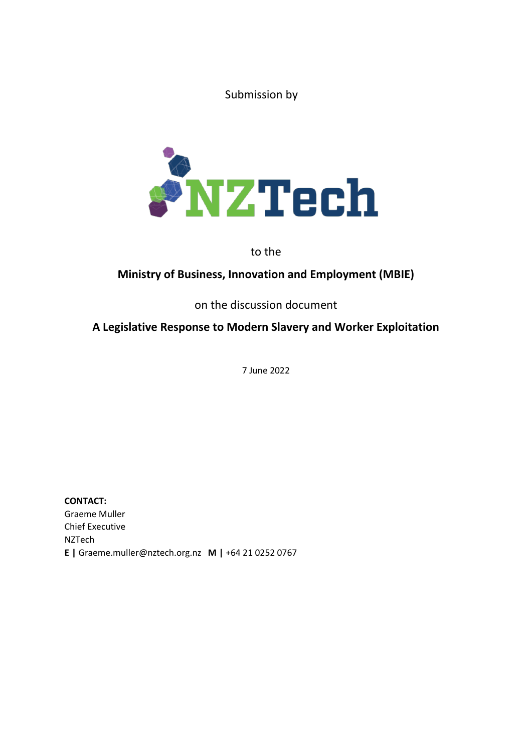Submission by

NZTech

to the

**Ministry of Business, Innovation and Employment (MBIE)**

on the discussion document

**A Legislative Response to Modern Slavery and Worker Exploitation**

7 June 2022

**CONTACT:**
Graeme Muller
Chief Executive
NZTech
**E |** Graeme.muller@nztech.org.nz **M |** +64 21 0252 0767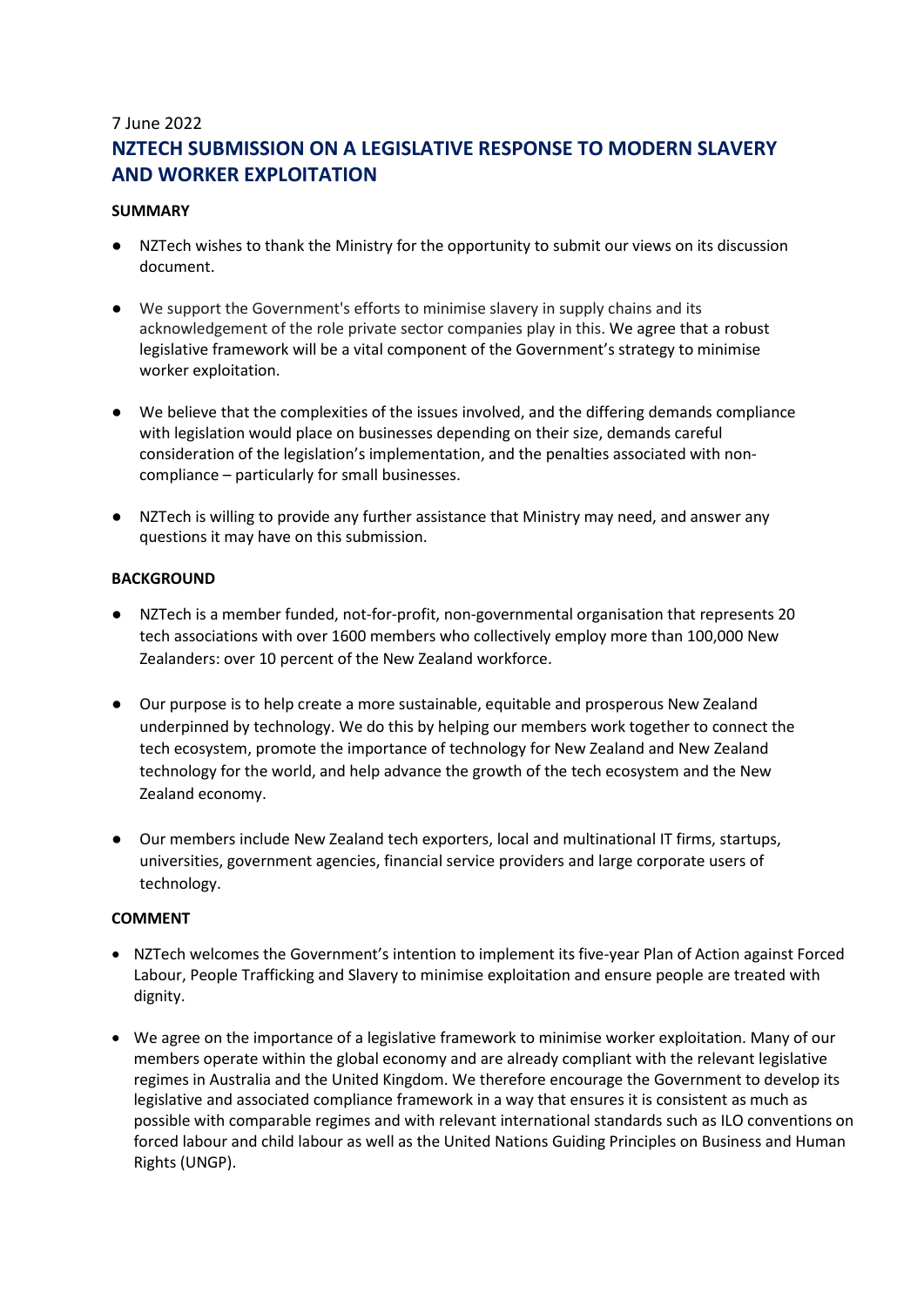7 June 2022

# NZTECH SUBMISSION ON A LEGISLATIVE RESPONSE TO MODERN SLAVERY AND WORKER EXPLOITATION

**SUMMARY**

- NZTech wishes to thank the Ministry for the opportunity to submit our views on its discussion document.

- We support the Government's efforts to minimise slavery in supply chains and its acknowledgement of the role private sector companies play in this. We agree that a robust legislative framework will be a vital component of the Government's strategy to minimise worker exploitation.

- We believe that the complexities of the issues involved, and the differing demands compliance with legislation would place on businesses depending on their size, demands careful consideration of the legislation's implementation, and the penalties associated with non-compliance – particularly for small businesses.

- NZTech is willing to provide any further assistance that Ministry may need, and answer any questions it may have on this submission.

**BACKGROUND**

- NZTech is a member funded, not-for-profit, non-governmental organisation that represents 20 tech associations with over 1600 members who collectively employ more than 100,000 New Zealanders: over 10 percent of the New Zealand workforce.

- Our purpose is to help create a more sustainable, equitable and prosperous New Zealand underpinned by technology. We do this by helping our members work together to connect the tech ecosystem, promote the importance of technology for New Zealand and New Zealand technology for the world, and help advance the growth of the tech ecosystem and the New Zealand economy.

- Our members include New Zealand tech exporters, local and multinational IT firms, startups, universities, government agencies, financial service providers and large corporate users of technology.

**COMMENT**

- NZTech welcomes the Government's intention to implement its five-year Plan of Action against Forced Labour, People Trafficking and Slavery to minimise exploitation and ensure people are treated with dignity.

- We agree on the importance of a legislative framework to minimise worker exploitation. Many of our members operate within the global economy and are already compliant with the relevant legislative regimes in Australia and the United Kingdom. We therefore encourage the Government to develop its legislative and associated compliance framework in a way that ensures it is consistent as much as possible with comparable regimes and with relevant international standards such as ILO conventions on forced labour and child labour as well as the United Nations Guiding Principles on Business and Human Rights (UNGP).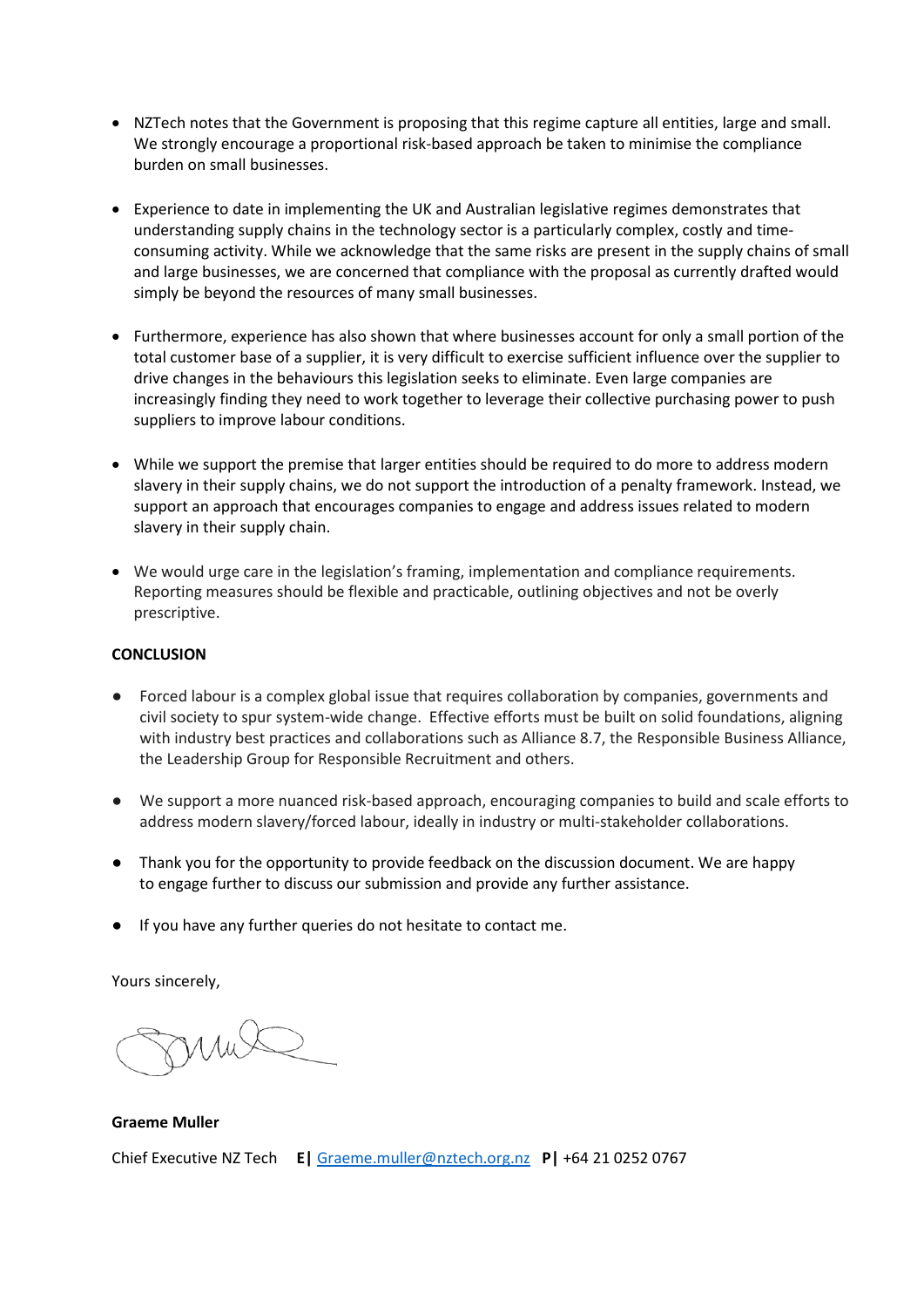- NZTech notes that the Government is proposing that this regime capture all entities, large and small. We strongly encourage a proportional risk-based approach be taken to minimise the compliance burden on small businesses.

- Experience to date in implementing the UK and Australian legislative regimes demonstrates that understanding supply chains in the technology sector is a particularly complex, costly and time-consuming activity. While we acknowledge that the same risks are present in the supply chains of small and large businesses, we are concerned that compliance with the proposal as currently drafted would simply be beyond the resources of many small businesses.

- Furthermore, experience has also shown that where businesses account for only a small portion of the total customer base of a supplier, it is very difficult to exercise sufficient influence over the supplier to drive changes in the behaviours this legislation seeks to eliminate. Even large companies are increasingly finding they need to work together to leverage their collective purchasing power to push suppliers to improve labour conditions.

- While we support the premise that larger entities should be required to do more to address modern slavery in their supply chains, we do not support the introduction of a penalty framework. Instead, we support an approach that encourages companies to engage and address issues related to modern slavery in their supply chain.

- We would urge care in the legislation's framing, implementation and compliance requirements. Reporting measures should be flexible and practicable, outlining objectives and not be overly prescriptive.

**CONCLUSION**

- Forced labour is a complex global issue that requires collaboration by companies, governments and civil society to spur system-wide change. Effective efforts must be built on solid foundations, aligning with industry best practices and collaborations such as Alliance 8.7, the Responsible Business Alliance, the Leadership Group for Responsible Recruitment and others.

- We support a more nuanced risk-based approach, encouraging companies to build and scale efforts to address modern slavery/forced labour, ideally in industry or multi-stakeholder collaborations.

- Thank you for the opportunity to provide feedback on the discussion document. We are happy to engage further to discuss our submission and provide any further assistance.

- If you have any further queries do not hesitate to contact me.

Yours sincerely,

**Graeme Muller**

Chief Executive NZ Tech **E|** Graeme.muller@nztech.org.nz **P|** +64 21 0252 0767